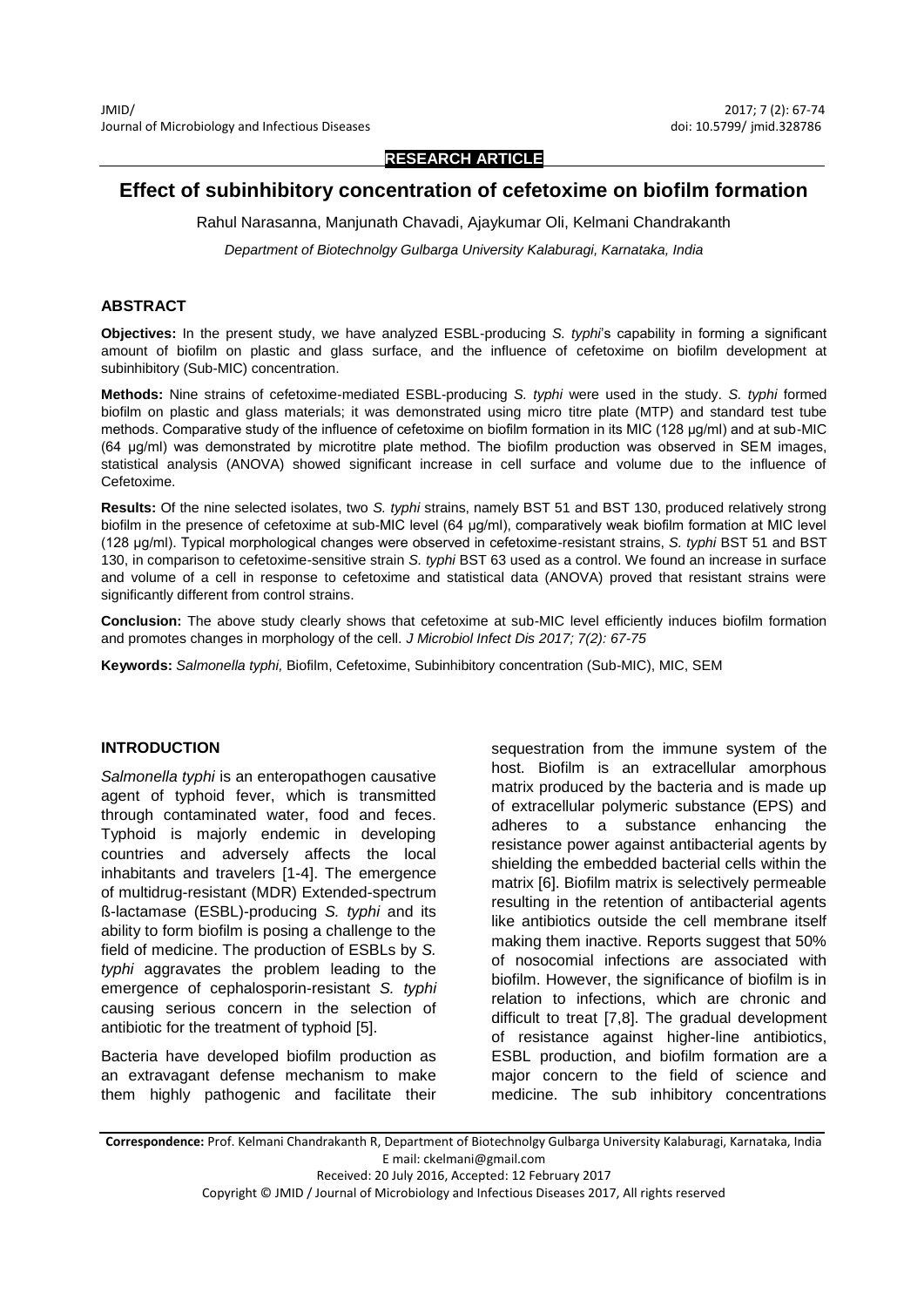**RESEARCH ARTICLE**

# Effect of subinhibitory concentration of cefetoxime on biofilm formation

Rahul Narasanna, Manjunath Chavadi, Ajaykumar Oli, Kelmani Chandrakanth

*Department of Biotechnolgy Gulbarga University Kalaburagi, Karnataka, India*

## ABSTRACT

**Objectives:** In the present study, we have analyzed ESBL-producing *S. typhi*'s capability in forming a significant amount of biofilm on plastic and glass surface, and the influence of cefetoxime on biofilm development at subinhibitory (Sub-MIC) concentration.

**Methods:** Nine strains of cefetoxime-mediated ESBL-producing *S. typhi* were used in the study. *S. typhi* formed biofilm on plastic and glass materials; it was demonstrated using micro titre plate (MTP) and standard test tube methods. Comparative study of the influence of cefetoxime on biofilm formation in its MIC (128 µg/ml) and at sub-MIC (64 µg/ml) was demonstrated by microtitre plate method. The biofilm production was observed in SEM images, statistical analysis (ANOVA) showed significant increase in cell surface and volume due to the influence of Cefetoxime.

**Results:** Of the nine selected isolates, two *S. typhi* strains, namely BST 51 and BST 130, produced relatively strong biofilm in the presence of cefetoxime at sub-MIC level (64 µg/ml), comparatively weak biofilm formation at MIC level (128 µg/ml). Typical morphological changes were observed in cefetoxime-resistant strains, *S. typhi* BST 51 and BST 130, in comparison to cefetoxime-sensitive strain *S. typhi* BST 63 used as a control. We found an increase in surface and volume of a cell in response to cefetoxime and statistical data (ANOVA) proved that resistant strains were significantly different from control strains.

**Conclusion:** The above study clearly shows that cefetoxime at sub-MIC level efficiently induces biofilm formation and promotes changes in morphology of the cell. *J Microbiol Infect Dis 2017; 7(2): 67-75*

**Keywords:** *Salmonella typhi,* Biofilm, Cefetoxime, Subinhibitory concentration (Sub-MIC), MIC, SEM

## INTRODUCTION

*Salmonella typhi* is an enteropathogen causative agent of typhoid fever, which is transmitted through contaminated water, food and feces. Typhoid is majorly endemic in developing countries and adversely affects the local inhabitants and travelers [1-4]. The emergence of multidrug-resistant (MDR) Extended-spectrum ß-lactamase (ESBL)-producing *S. typhi* and its ability to form biofilm is posing a challenge to the field of medicine. The production of ESBLs by *S. typhi* aggravates the problem leading to the emergence of cephalosporin-resistant *S. typhi* causing serious concern in the selection of antibiotic for the treatment of typhoid [5].

Bacteria have developed biofilm production as an extravagant defense mechanism to make them highly pathogenic and facilitate their sequestration from the immune system of the host. Biofilm is an extracellular amorphous matrix produced by the bacteria and is made up of extracellular polymeric substance (EPS) and adheres to a substance enhancing the resistance power against antibacterial agents by shielding the embedded bacterial cells within the matrix [6]. Biofilm matrix is selectively permeable resulting in the retention of antibacterial agents like antibiotics outside the cell membrane itself making them inactive. Reports suggest that 50% of nosocomial infections are associated with biofilm. However, the significance of biofilm is in relation to infections, which are chronic and difficult to treat [7,8]. The gradual development of resistance against higher-line antibiotics, ESBL production, and biofilm formation are a major concern to the field of science and medicine. The sub inhibitory concentrations

**Correspondence:** Prof. Kelmani Chandrakanth R, Department of Biotechnolgy Gulbarga University Kalaburagi, Karnataka, India E mail: ckelmani@gmail.com

Received: 20 July 2016, Accepted: 12 February 2017

Copyright © JMID / Journal of Microbiology and Infectious Diseases 2017, All rights reserved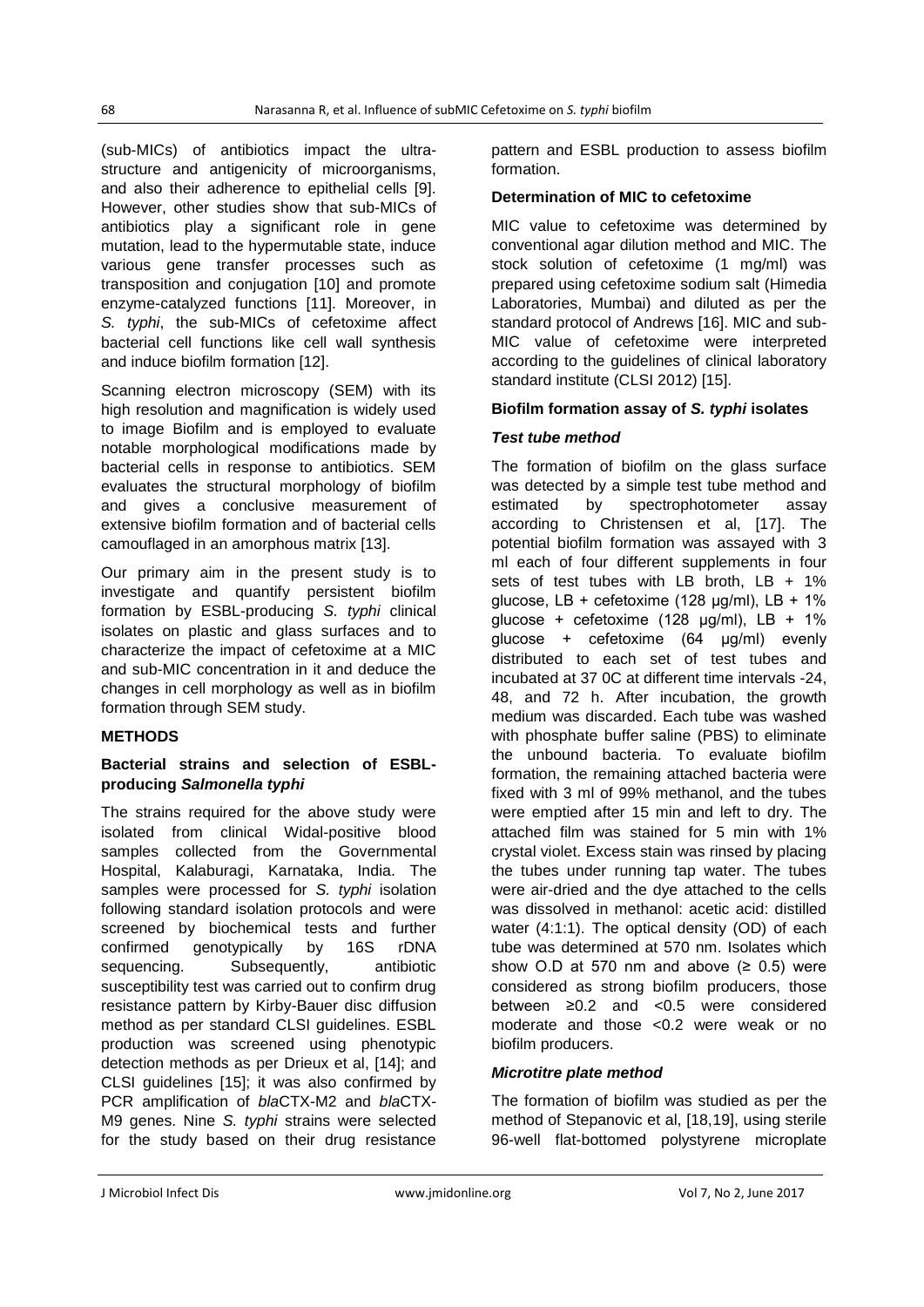(sub-MICs) of antibiotics impact the ultra-structure and antigenicity of microorganisms, and also their adherence to epithelial cells [9]. However, other studies show that sub-MICs of antibiotics play a significant role in gene mutation, lead to the hypermutable state, induce various gene transfer processes such as transposition and conjugation [10] and promote enzyme-catalyzed functions [11]. Moreover, in *S. typhi*, the sub-MICs of cefetoxime affect bacterial cell functions like cell wall synthesis and induce biofilm formation [12].

Scanning electron microscopy (SEM) with its high resolution and magnification is widely used to image Biofilm and is employed to evaluate notable morphological modifications made by bacterial cells in response to antibiotics. SEM evaluates the structural morphology of biofilm and gives a conclusive measurement of extensive biofilm formation and of bacterial cells camouflaged in an amorphous matrix [13].

Our primary aim in the present study is to investigate and quantify persistent biofilm formation by ESBL-producing *S. typhi* clinical isolates on plastic and glass surfaces and to characterize the impact of cefetoxime at a MIC and sub-MIC concentration in it and deduce the changes in cell morphology as well as in biofilm formation through SEM study.

## METHODS

### Bacterial strains and selection of ESBL-producing *Salmonella typhi*

The strains required for the above study were isolated from clinical Widal-positive blood samples collected from the Governmental Hospital, Kalaburagi, Karnataka, India. The samples were processed for *S. typhi* isolation following standard isolation protocols and were screened by biochemical tests and further confirmed genotypically by 16S rDNA sequencing. Subsequently, antibiotic susceptibility test was carried out to confirm drug resistance pattern by Kirby-Bauer disc diffusion method as per standard CLSI guidelines. ESBL production was screened using phenotypic detection methods as per Drieux et al, [14]; and CLSI guidelines [15]; it was also confirmed by PCR amplification of *bla*CTX-M2 and *bla*CTX-M9 genes. Nine *S. typhi* strains were selected for the study based on their drug resistance pattern and ESBL production to assess biofilm formation.

### Determination of MIC to cefetoxime

MIC value to cefetoxime was determined by conventional agar dilution method and MIC. The stock solution of cefetoxime (1 mg/ml) was prepared using cefetoxime sodium salt (Himedia Laboratories, Mumbai) and diluted as per the standard protocol of Andrews [16]. MIC and sub-MIC value of cefetoxime were interpreted according to the guidelines of clinical laboratory standard institute (CLSI 2012) [15].

### Biofilm formation assay of *S. typhi* isolates

#### *Test tube method*

The formation of biofilm on the glass surface was detected by a simple test tube method and estimated by spectrophotometer assay according to Christensen et al, [17]. The potential biofilm formation was assayed with 3 ml each of four different supplements in four sets of test tubes with LB broth, LB + 1% glucose, LB + cefetoxime (128 µg/ml), LB + 1% glucose + cefetoxime (128 µg/ml), LB + 1% glucose + cefetoxime (64 µg/ml) evenly distributed to each set of test tubes and incubated at 37 0C at different time intervals -24, 48, and 72 h. After incubation, the growth medium was discarded. Each tube was washed with phosphate buffer saline (PBS) to eliminate the unbound bacteria. To evaluate biofilm formation, the remaining attached bacteria were fixed with 3 ml of 99% methanol, and the tubes were emptied after 15 min and left to dry. The attached film was stained for 5 min with 1% crystal violet. Excess stain was rinsed by placing the tubes under running tap water. The tubes were air-dried and the dye attached to the cells was dissolved in methanol: acetic acid: distilled water (4:1:1). The optical density (OD) of each tube was determined at 570 nm. Isolates which show O.D at 570 nm and above (≥ 0.5) were considered as strong biofilm producers, those between ≥0.2 and <0.5 were considered moderate and those <0.2 were weak or no biofilm producers.

#### *Microtitre plate method*

The formation of biofilm was studied as per the method of Stepanovic et al, [18,19], using sterile 96-well flat-bottomed polystyrene microplate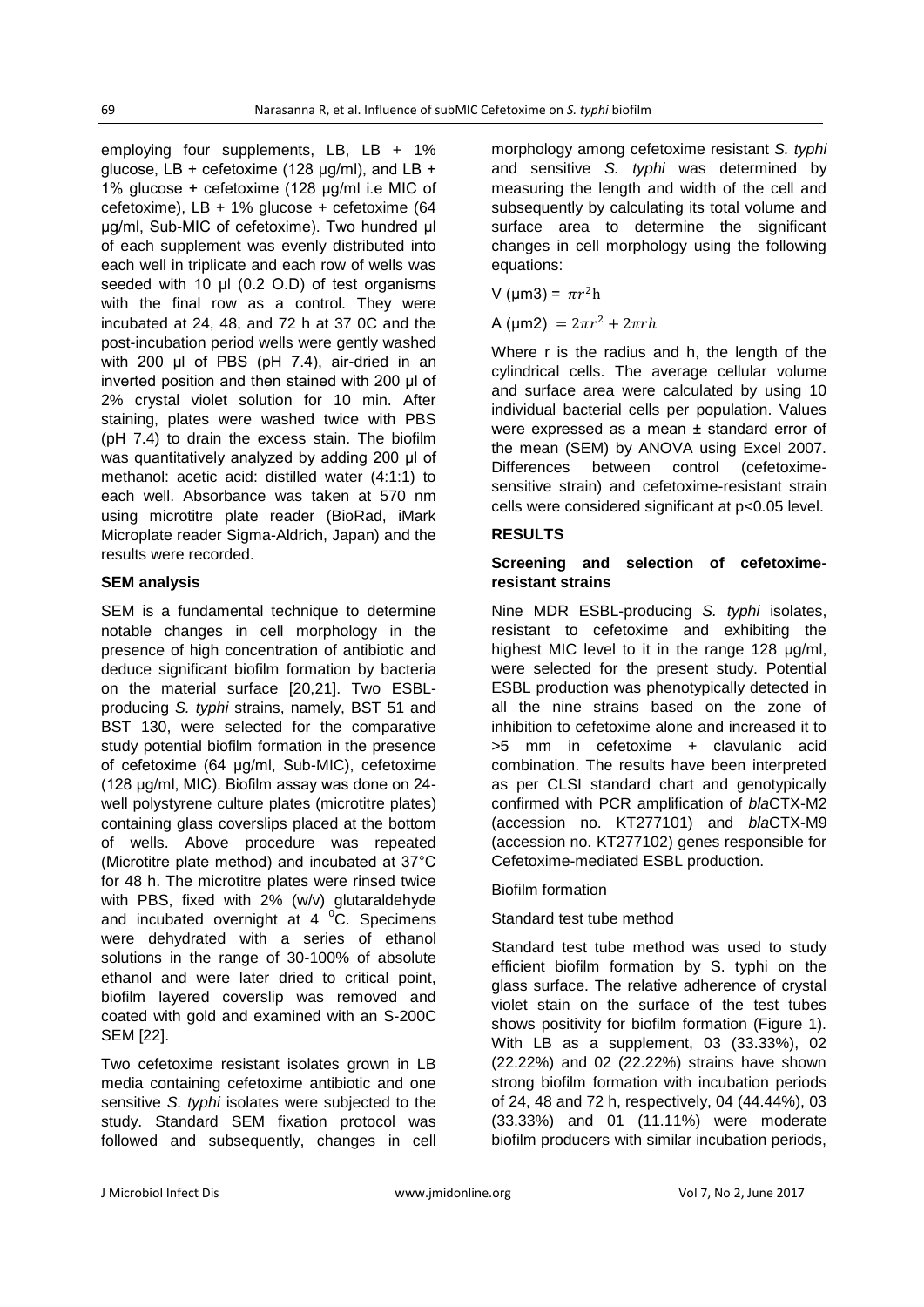employing four supplements, LB, LB + 1% glucose, LB + cefetoxime (128 µg/ml), and LB + 1% glucose + cefetoxime (128 µg/ml i.e MIC of cefetoxime), LB + 1% glucose + cefetoxime (64 µg/ml, Sub-MIC of cefetoxime). Two hundred µl of each supplement was evenly distributed into each well in triplicate and each row of wells was seeded with 10 µl (0.2 O.D) of test organisms with the final row as a control. They were incubated at 24, 48, and 72 h at 37 0C and the post-incubation period wells were gently washed with 200 µl of PBS (pH 7.4), air-dried in an inverted position and then stained with 200 µl of 2% crystal violet solution for 10 min. After staining, plates were washed twice with PBS (pH 7.4) to drain the excess stain. The biofilm was quantitatively analyzed by adding 200 µl of methanol: acetic acid: distilled water (4:1:1) to each well. Absorbance was taken at 570 nm using microtitre plate reader (BioRad, iMark Microplate reader Sigma-Aldrich, Japan) and the results were recorded.

### SEM analysis

SEM is a fundamental technique to determine notable changes in cell morphology in the presence of high concentration of antibiotic and deduce significant biofilm formation by bacteria on the material surface [20,21]. Two ESBL-producing *S. typhi* strains, namely, BST 51 and BST 130, were selected for the comparative study potential biofilm formation in the presence of cefetoxime (64 µg/ml, Sub-MIC), cefetoxime (128 µg/ml, MIC). Biofilm assay was done on 24-well polystyrene culture plates (microtitre plates) containing glass coverslips placed at the bottom of wells. Above procedure was repeated (Microtitre plate method) and incubated at 37°C for 48 h. The microtitre plates were rinsed twice with PBS, fixed with 2% (w/v) glutaraldehyde and incubated overnight at 4 $^{0}$C. Specimens were dehydrated with a series of ethanol solutions in the range of 30-100% of absolute ethanol and were later dried to critical point, biofilm layered coverslip was removed and coated with gold and examined with an S-200C SEM [22].

Two cefetoxime resistant isolates grown in LB media containing cefetoxime antibiotic and one sensitive *S. typhi* isolates were subjected to the study. Standard SEM fixation protocol was followed and subsequently, changes in cell morphology among cefetoxime resistant *S. typhi* and sensitive *S. typhi* was determined by measuring the length and width of the cell and subsequently by calculating its total volume and surface area to determine the significant changes in cell morphology using the following equations:

$$V\ (\mu m^3) = \pi r^2 h$$

$$A\ (\mu m^2) = 2\pi r^2 + 2\pi r h$$

Where r is the radius and h, the length of the cylindrical cells. The average cellular volume and surface area were calculated by using 10 individual bacterial cells per population. Values were expressed as a mean ± standard error of the mean (SEM) by ANOVA using Excel 2007. Differences between control (cefetoxime-sensitive strain) and cefetoxime-resistant strain cells were considered significant at $p<0.05$ level.

## RESULTS

### Screening and selection of cefetoxime-resistant strains

Nine MDR ESBL-producing *S. typhi* isolates, resistant to cefetoxime and exhibiting the highest MIC level to it in the range 128 µg/ml, were selected for the present study. Potential ESBL production was phenotypically detected in all the nine strains based on the zone of inhibition to cefetoxime alone and increased it to >5 mm in cefetoxime + clavulanic acid combination. The results have been interpreted as per CLSI standard chart and genotypically confirmed with PCR amplification of *bla*CTX-M2 (accession no. KT277101) and *bla*CTX-M9 (accession no. KT277102) genes responsible for Cefetoxime-mediated ESBL production.

Biofilm formation

Standard test tube method

Standard test tube method was used to study efficient biofilm formation by S. typhi on the glass surface. The relative adherence of crystal violet stain on the surface of the test tubes shows positivity for biofilm formation (Figure 1). With LB as a supplement, 03 (33.33%), 02 (22.22%) and 02 (22.22%) strains have shown strong biofilm formation with incubation periods of 24, 48 and 72 h, respectively, 04 (44.44%), 03 (33.33%) and 01 (11.11%) were moderate biofilm producers with similar incubation periods,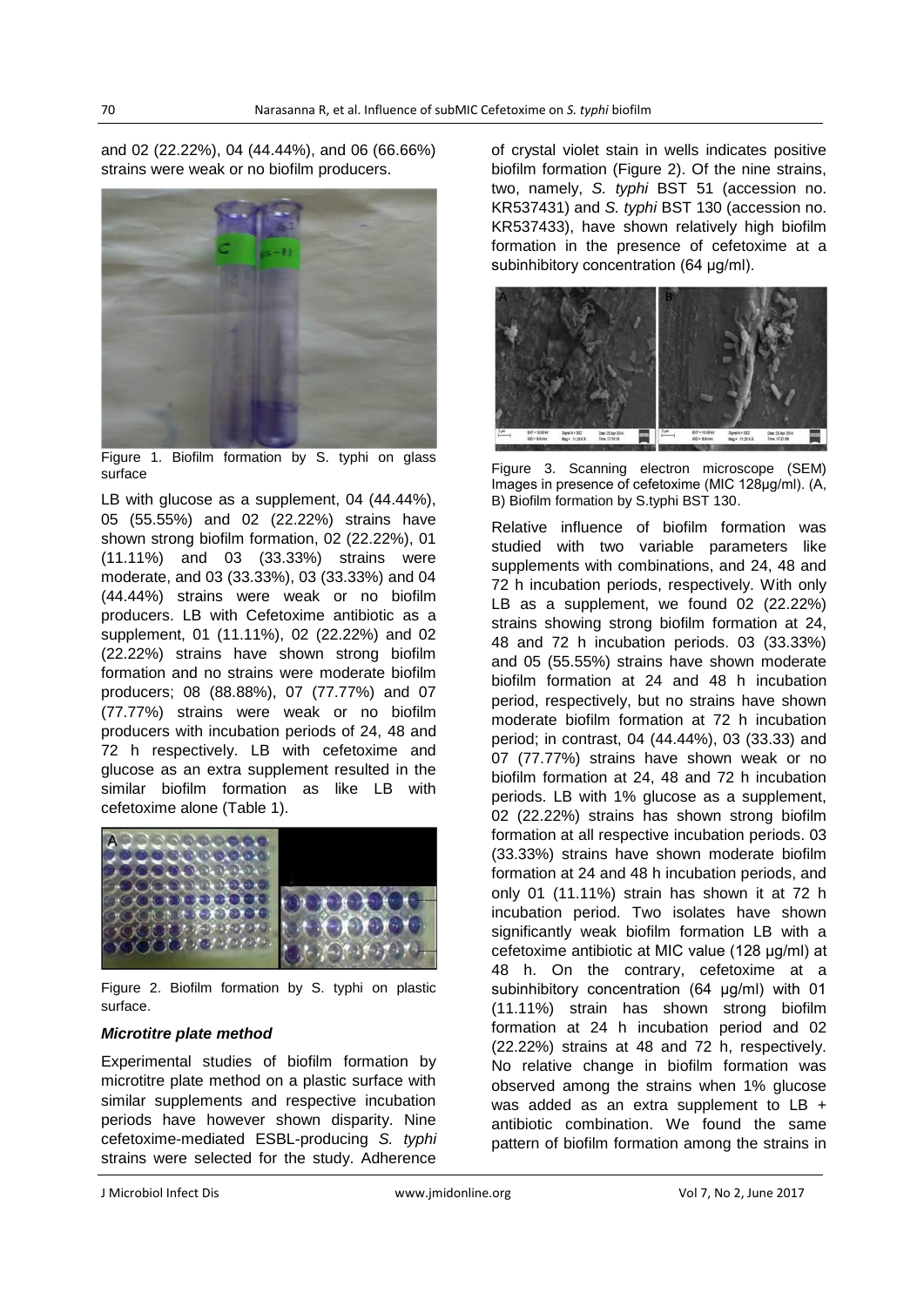and 02 (22.22%), 04 (44.44%), and 06 (66.66%) strains were weak or no biofilm producers.

Figure 1. Biofilm formation by S. typhi on glass surface

LB with glucose as a supplement, 04 (44.44%), 05 (55.55%) and 02 (22.22%) strains have shown strong biofilm formation, 02 (22.22%), 01 (11.11%) and 03 (33.33%) strains were moderate, and 03 (33.33%), 03 (33.33%) and 04 (44.44%) strains were weak or no biofilm producers. LB with Cefetoxime antibiotic as a supplement, 01 (11.11%), 02 (22.22%) and 02 (22.22%) strains have shown strong biofilm formation and no strains were moderate biofilm producers; 08 (88.88%), 07 (77.77%) and 07 (77.77%) strains were weak or no biofilm producers with incubation periods of 24, 48 and 72 h respectively. LB with cefetoxime and glucose as an extra supplement resulted in the similar biofilm formation as like LB with cefetoxime alone (Table 1).

Figure 2. Biofilm formation by S. typhi on plastic surface.

### *Microtitre plate method*

Experimental studies of biofilm formation by microtitre plate method on a plastic surface with similar supplements and respective incubation periods have however shown disparity. Nine cefetoxime-mediated ESBL-producing *S. typhi* strains were selected for the study. Adherence of crystal violet stain in wells indicates positive biofilm formation (Figure 2). Of the nine strains, two, namely, *S. typhi* BST 51 (accession no. KR537431) and *S. typhi* BST 130 (accession no. KR537433), have shown relatively high biofilm formation in the presence of cefetoxime at a subinhibitory concentration (64 µg/ml).

Figure 3. Scanning electron microscope (SEM) Images in presence of cefetoxime (MIC 128µg/ml). (A, B) Biofilm formation by S.typhi BST 130.

Relative influence of biofilm formation was studied with two variable parameters like supplements with combinations, and 24, 48 and 72 h incubation periods, respectively. With only LB as a supplement, we found 02 (22.22%) strains showing strong biofilm formation at 24, 48 and 72 h incubation periods. 03 (33.33%) and 05 (55.55%) strains have shown moderate biofilm formation at 24 and 48 h incubation period, respectively, but no strains have shown moderate biofilm formation at 72 h incubation period; in contrast, 04 (44.44%), 03 (33.33) and 07 (77.77%) strains have shown weak or no biofilm formation at 24, 48 and 72 h incubation periods. LB with 1% glucose as a supplement, 02 (22.22%) strains has shown strong biofilm formation at all respective incubation periods. 03 (33.33%) strains have shown moderate biofilm formation at 24 and 48 h incubation periods, and only 01 (11.11%) strain has shown it at 72 h incubation period. Two isolates have shown significantly weak biofilm formation LB with a cefetoxime antibiotic at MIC value (128 µg/ml) at 48 h. On the contrary, cefetoxime at a subinhibitory concentration (64 µg/ml) with 01 (11.11%) strain has shown strong biofilm formation at 24 h incubation period and 02 (22.22%) strains at 48 and 72 h, respectively. No relative change in biofilm formation was observed among the strains when 1% glucose was added as an extra supplement to LB + antibiotic combination. We found the same pattern of biofilm formation among the strains in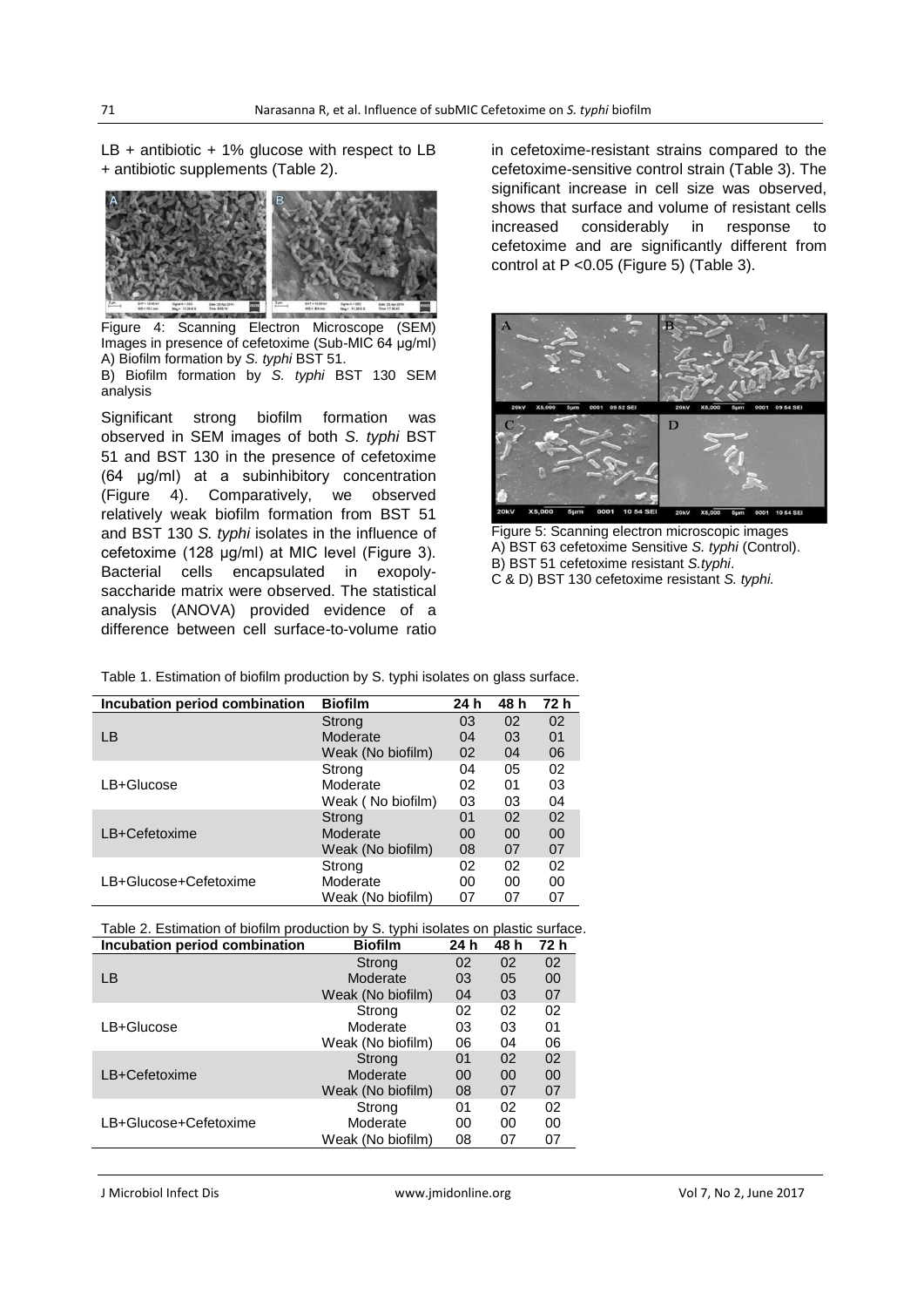LB + antibiotic + 1% glucose with respect to LB + antibiotic supplements (Table 2).

Figure 4: Scanning Electron Microscope (SEM) Images in presence of cefetoxime (Sub-MIC 64 µg/ml) A) Biofilm formation by *S. typhi* BST 51.
B) Biofilm formation by *S. typhi* BST 130 SEM analysis

Significant strong biofilm formation was observed in SEM images of both *S. typhi* BST 51 and BST 130 in the presence of cefetoxime (64 µg/ml) at a subinhibitory concentration (Figure 4). Comparatively, we observed relatively weak biofilm formation from BST 51 and BST 130 *S. typhi* isolates in the influence of cefetoxime (128 µg/ml) at MIC level (Figure 3). Bacterial cells encapsulated in exopoly-saccharide matrix were observed. The statistical analysis (ANOVA) provided evidence of a difference between cell surface-to-volume ratio in cefetoxime-resistant strains compared to the cefetoxime-sensitive control strain (Table 3). The significant increase in cell size was observed, shows that surface and volume of resistant cells increased considerably in response to cefetoxime and are significantly different from control at P <0.05 (Figure 5) (Table 3).

Figure 5: Scanning electron microscopic images
A) BST 63 cefetoxime Sensitive *S. typhi* (Control).
B) BST 51 cefetoxime resistant *S.typhi*.
C & D) BST 130 cefetoxime resistant *S. typhi.*

Table 1. Estimation of biofilm production by S. typhi isolates on glass surface.

| Incubation period combination | Biofilm | 24 h | 48 h | 72 h |
|---|---|---|---|---|
| LB | Strong | 03 | 02 | 02 |
| | Moderate | 04 | 03 | 01 |
| | Weak (No biofilm) | 02 | 04 | 06 |
| LB+Glucose | Strong | 04 | 05 | 02 |
| | Moderate | 02 | 01 | 03 |
| | Weak ( No biofilm) | 03 | 03 | 04 |
| LB+Cefetoxime | Strong | 01 | 02 | 02 |
| | Moderate | 00 | 00 | 00 |
| | Weak (No biofilm) | 08 | 07 | 07 |
| LB+Glucose+Cefetoxime | Strong | 02 | 02 | 02 |
| | Moderate | 00 | 00 | 00 |
| | Weak (No biofilm) | 07 | 07 | 07 |

Table 2. Estimation of biofilm production by S. typhi isolates on plastic surface.

| Incubation period combination | Biofilm | 24 h | 48 h | 72 h |
|---|---|---|---|---|
| LB | Strong | 02 | 02 | 02 |
| | Moderate | 03 | 05 | 00 |
| | Weak (No biofilm) | 04 | 03 | 07 |
| LB+Glucose | Strong | 02 | 02 | 02 |
| | Moderate | 03 | 03 | 01 |
| | Weak (No biofilm) | 06 | 04 | 06 |
| LB+Cefetoxime | Strong | 01 | 02 | 02 |
| | Moderate | 00 | 00 | 00 |
| | Weak (No biofilm) | 08 | 07 | 07 |
| LB+Glucose+Cefetoxime | Strong | 01 | 02 | 02 |
| | Moderate | 00 | 00 | 00 |
| | Weak (No biofilm) | 08 | 07 | 07 |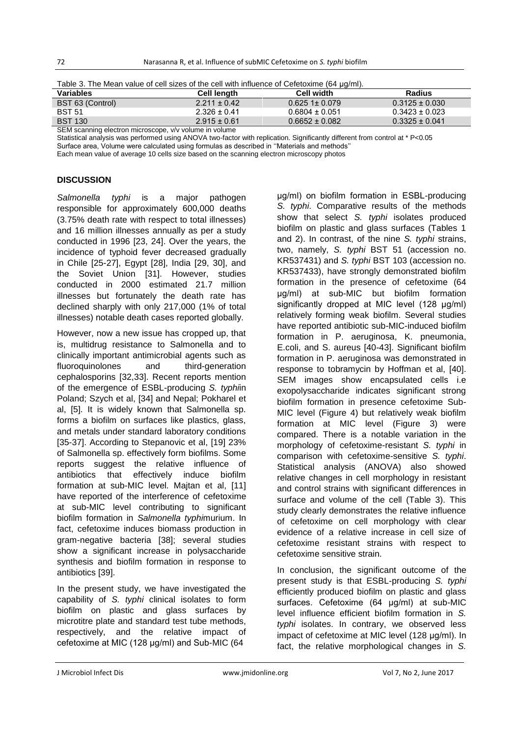Table 3. The Mean value of cell sizes of the cell with influence of Cefetoxime (64 µg/ml).

| Variables | Cell length | Cell width | Radius |
|---|---|---|---|
| BST 63 (Control) | 2.211 ± 0.42 | 0.625 1± 0.079 | 0.3125 ± 0.030 |
| BST 51 | 2.326 ± 0.41 | 0.6804 ± 0.051 | 0.3423 ± 0.023 |
| BST 130 | 2.915 ± 0.61 | 0.6652 ± 0.082 | 0.3325 ± 0.041 |

SEM scanning electron microscope, v/v volume in volume

Statistical analysis was performed using ANOVA two-factor with replication. Significantly different from control at * P<0.05

Surface area, Volume were calculated using formulas as described in ''Materials and methods''

Each mean value of average 10 cells size based on the scanning electron microscopy photos

## DISCUSSION

*Salmonella typhi* is a major pathogen responsible for approximately 600,000 deaths (3.75% death rate with respect to total illnesses) and 16 million illnesses annually as per a study conducted in 1996 [23, 24]. Over the years, the incidence of typhoid fever decreased gradually in Chile [25-27], Egypt [28], India [29, 30], and the Soviet Union [31]. However, studies conducted in 2000 estimated 21.7 million illnesses but fortunately the death rate has declined sharply with only 217,000 (1% of total illnesses) notable death cases reported globally.

However, now a new issue has cropped up, that is, multidrug resistance to Salmonella and to clinically important antimicrobial agents such as fluoroquinolones and third-generation cephalosporins [32,33]. Recent reports mention of the emergence of ESBL-producing *S. typhi*in Poland; Szych et al, [34] and Nepal; Pokharel et al, [5]. It is widely known that Salmonella sp. forms a biofilm on surfaces like plastics, glass, and metals under standard laboratory conditions [35-37]. According to Stepanovic et al, [19] 23% of Salmonella sp. effectively form biofilms. Some reports suggest the relative influence of antibiotics that effectively induce biofilm formation at sub-MIC level. Majtan et al, [11] have reported of the interference of cefetoxime at sub-MIC level contributing to significant biofilm formation in *Salmonella typhi*murium. In fact, cefetoxime induces biomass production in gram-negative bacteria [38]; several studies show a significant increase in polysaccharide synthesis and biofilm formation in response to antibiotics [39].

In the present study, we have investigated the capability of *S. typhi* clinical isolates to form biofilm on plastic and glass surfaces by microtitre plate and standard test tube methods, respectively, and the relative impact of cefetoxime at MIC (128 µg/ml) and Sub-MIC (64 µg/ml) on biofilm formation in ESBL-producing *S. typhi*. Comparative results of the methods show that select *S. typhi* isolates produced biofilm on plastic and glass surfaces (Tables 1 and 2). In contrast, of the nine *S. typhi* strains, two, namely, *S. typhi* BST 51 (accession no. KR537431) and *S. typhi* BST 103 (accession no. KR537433), have strongly demonstrated biofilm formation in the presence of cefetoxime (64 µg/ml) at sub-MIC but biofilm formation significantly dropped at MIC level (128 µg/ml) relatively forming weak biofilm. Several studies have reported antibiotic sub-MIC-induced biofilm formation in P. aeruginosa, K. pneumonia, E.coli, and S. aureus [40-43]. Significant biofilm formation in P. aeruginosa was demonstrated in response to tobramycin by Hoffman et al, [40]. SEM images show encapsulated cells i.e exopolysaccharide indicates significant strong biofilm formation in presence cefetoxime Sub-MIC level (Figure 4) but relatively weak biofilm formation at MIC level (Figure 3) were compared. There is a notable variation in the morphology of cefetoxime-resistant *S. typhi* in comparison with cefetoxime-sensitive *S. typhi*. Statistical analysis (ANOVA) also showed relative changes in cell morphology in resistant and control strains with significant differences in surface and volume of the cell (Table 3). This study clearly demonstrates the relative influence of cefetoxime on cell morphology with clear evidence of a relative increase in cell size of cefetoxime resistant strains with respect to cefetoxime sensitive strain.

In conclusion, the significant outcome of the present study is that ESBL-producing *S. typhi* efficiently produced biofilm on plastic and glass surfaces. Cefetoxime (64 µg/ml) at sub-MIC level influence efficient biofilm formation in *S. typhi* isolates. In contrary, we observed less impact of cefetoxime at MIC level (128 µg/ml). In fact, the relative morphological changes in *S.*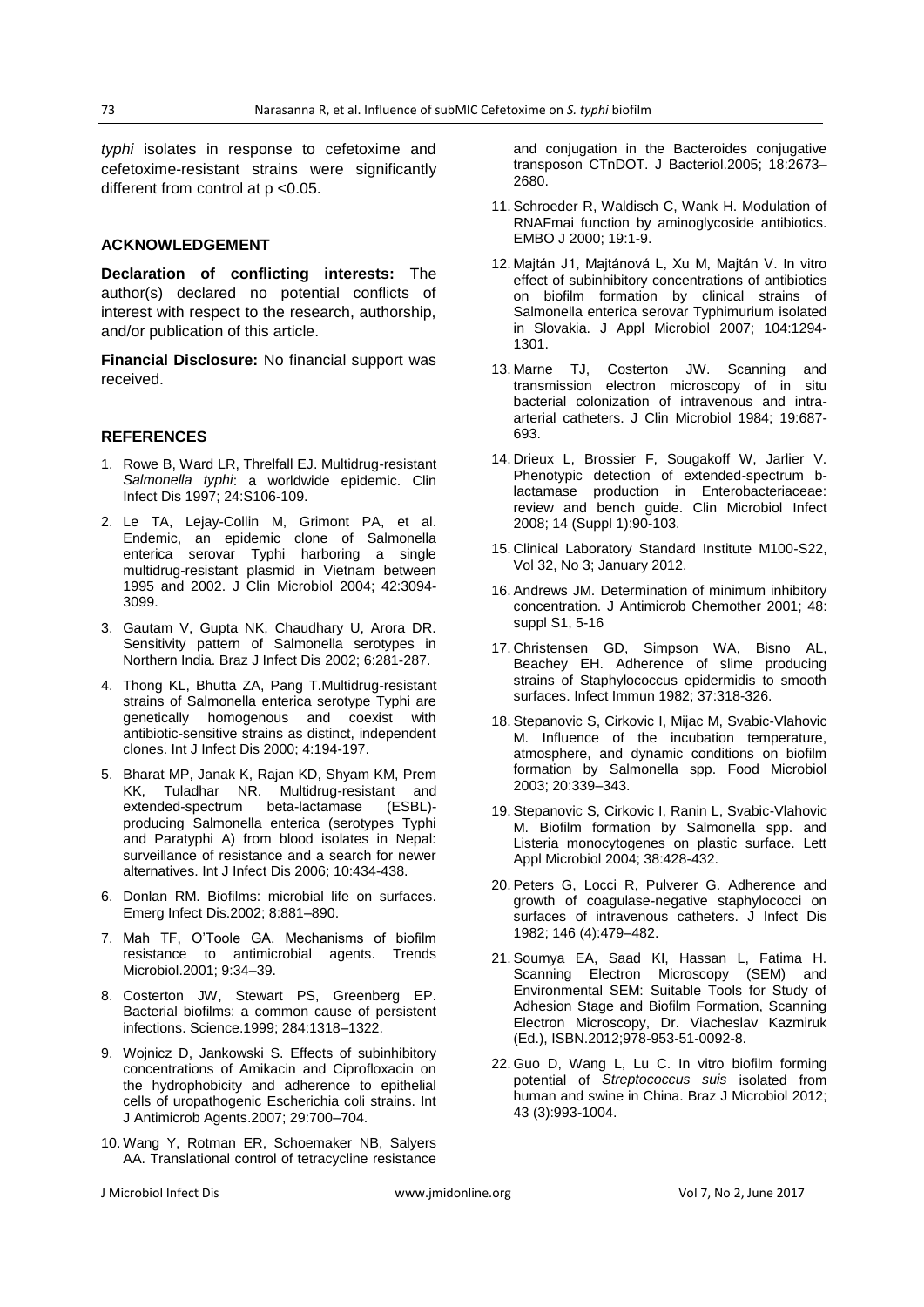*typhi* isolates in response to cefetoxime and cefetoxime-resistant strains were significantly different from control at $p < 0.05$.

## ACKNOWLEDGEMENT

**Declaration of conflicting interests:** The author(s) declared no potential conflicts of interest with respect to the research, authorship, and/or publication of this article.

**Financial Disclosure:** No financial support was received.

## REFERENCES

1. Rowe B, Ward LR, Threlfall EJ. Multidrug-resistant *Salmonella typhi*: a worldwide epidemic. Clin Infect Dis 1997; 24:S106-109.
2. Le TA, Lejay-Collin M, Grimont PA, et al. Endemic, an epidemic clone of Salmonella enterica serovar Typhi harboring a single multidrug-resistant plasmid in Vietnam between 1995 and 2002. J Clin Microbiol 2004; 42:3094-3099.
3. Gautam V, Gupta NK, Chaudhary U, Arora DR. Sensitivity pattern of Salmonella serotypes in Northern India. Braz J Infect Dis 2002; 6:281-287.
4. Thong KL, Bhutta ZA, Pang T.Multidrug-resistant strains of Salmonella enterica serotype Typhi are genetically homogenous and coexist with antibiotic-sensitive strains as distinct, independent clones. Int J Infect Dis 2000; 4:194-197.
5. Bharat MP, Janak K, Rajan KD, Shyam KM, Prem KK, Tuladhar NR. Multidrug-resistant and extended-spectrum beta-lactamase (ESBL)-producing Salmonella enterica (serotypes Typhi and Paratyphi A) from blood isolates in Nepal: surveillance of resistance and a search for newer alternatives. Int J Infect Dis 2006; 10:434-438.
6. Donlan RM. Biofilms: microbial life on surfaces. Emerg Infect Dis.2002; 8:881–890.
7. Mah TF, O'Toole GA. Mechanisms of biofilm resistance to antimicrobial agents. Trends Microbiol.2001; 9:34–39.
8. Costerton JW, Stewart PS, Greenberg EP. Bacterial biofilms: a common cause of persistent infections. Science.1999; 284:1318–1322.
9. Wojnicz D, Jankowski S. Effects of subinhibitory concentrations of Amikacin and Ciprofloxacin on the hydrophobicity and adherence to epithelial cells of uropathogenic Escherichia coli strains. Int J Antimicrob Agents.2007; 29:700–704.
10. Wang Y, Rotman ER, Schoemaker NB, Salyers AA. Translational control of tetracycline resistance and conjugation in the Bacteroides conjugative transposon CTnDOT. J Bacteriol.2005; 18:2673–2680.
11. Schroeder R, Waldisch C, Wank H. Modulation of RNAFmai function by aminoglycoside antibiotics. EMBO J 2000; 19:1-9.
12. Majtán J1, Majtánová L, Xu M, Majtán V. In vitro effect of subinhibitory concentrations of antibiotics on biofilm formation by clinical strains of Salmonella enterica serovar Typhimurium isolated in Slovakia. J Appl Microbiol 2007; 104:1294-1301.
13. Marne TJ, Costerton JW. Scanning and transmission electron microscopy of in situ bacterial colonization of intravenous and intra-arterial catheters. J Clin Microbiol 1984; 19:687-693.
14. Drieux L, Brossier F, Sougakoff W, Jarlier V. Phenotypic detection of extended-spectrum b-lactamase production in Enterobacteriaceae: review and bench guide. Clin Microbiol Infect 2008; 14 (Suppl 1):90-103.
15. Clinical Laboratory Standard Institute M100-S22, Vol 32, No 3; January 2012.
16. Andrews JM. Determination of minimum inhibitory concentration. J Antimicrob Chemother 2001; 48: suppl S1, 5-16
17. Christensen GD, Simpson WA, Bisno AL, Beachey EH. Adherence of slime producing strains of Staphylococcus epidermidis to smooth surfaces. Infect Immun 1982; 37:318-326.
18. Stepanovic S, Cirkovic I, Mijac M, Svabic-Vlahovic M. Influence of the incubation temperature, atmosphere, and dynamic conditions on biofilm formation by Salmonella spp. Food Microbiol 2003; 20:339–343.
19. Stepanovic S, Cirkovic I, Ranin L, Svabic-Vlahovic M. Biofilm formation by Salmonella spp. and Listeria monocytogenes on plastic surface. Lett Appl Microbiol 2004; 38:428-432.
20. Peters G, Locci R, Pulverer G. Adherence and growth of coagulase-negative staphylococci on surfaces of intravenous catheters. J Infect Dis 1982; 146 (4):479–482.
21. Soumya EA, Saad KI, Hassan L, Fatima H. Scanning Electron Microscopy (SEM) and Environmental SEM: Suitable Tools for Study of Adhesion Stage and Biofilm Formation, Scanning Electron Microscopy, Dr. Viacheslav Kazmiruk (Ed.), ISBN.2012;978-953-51-0092-8.
22. Guo D, Wang L, Lu C. In vitro biofilm forming potential of *Streptococcus suis* isolated from human and swine in China. Braz J Microbiol 2012; 43 (3):993-1004.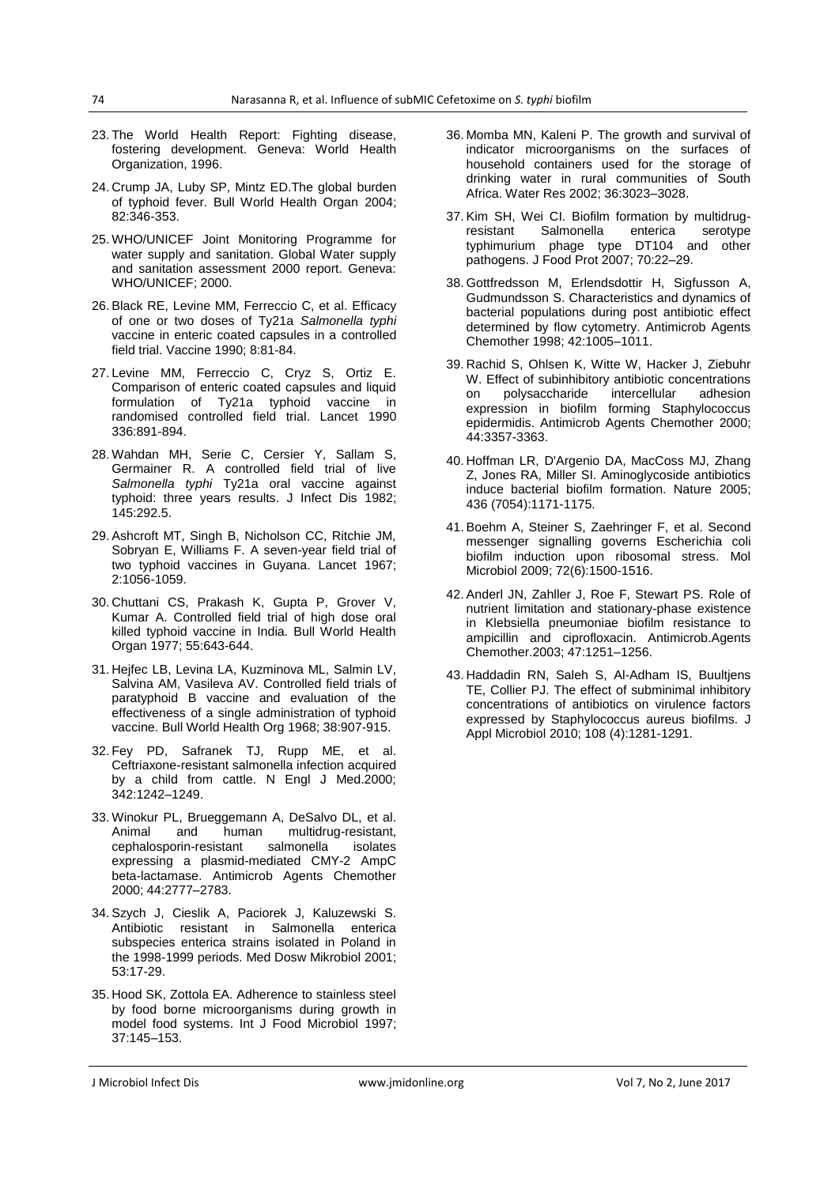23. The World Health Report: Fighting disease, fostering development. Geneva: World Health Organization, 1996.

24. Crump JA, Luby SP, Mintz ED.The global burden of typhoid fever. Bull World Health Organ 2004; 82:346-353.

25. WHO/UNICEF Joint Monitoring Programme for water supply and sanitation. Global Water supply and sanitation assessment 2000 report. Geneva: WHO/UNICEF; 2000.

26. Black RE, Levine MM, Ferreccio C, et al. Efficacy of one or two doses of Ty21a *Salmonella typhi* vaccine in enteric coated capsules in a controlled field trial. Vaccine 1990; 8:81-84.

27. Levine MM, Ferreccio C, Cryz S, Ortiz E. Comparison of enteric coated capsules and liquid formulation of Ty21a typhoid vaccine in randomised controlled field trial. Lancet 1990 336:891-894.

28. Wahdan MH, Serie C, Cersier Y, Sallam S, Germainer R. A controlled field trial of live *Salmonella typhi* Ty21a oral vaccine against typhoid: three years results. J Infect Dis 1982; 145:292.5.

29. Ashcroft MT, Singh B, Nicholson CC, Ritchie JM, Sobryan E, Williams F. A seven-year field trial of two typhoid vaccines in Guyana. Lancet 1967; 2:1056-1059.

30. Chuttani CS, Prakash K, Gupta P, Grover V, Kumar A. Controlled field trial of high dose oral killed typhoid vaccine in India. Bull World Health Organ 1977; 55:643-644.

31. Hejfec LB, Levina LA, Kuzminova ML, Salmin LV, Salvina AM, Vasileva AV. Controlled field trials of paratyphoid B vaccine and evaluation of the effectiveness of a single administration of typhoid vaccine. Bull World Health Org 1968; 38:907-915.

32. Fey PD, Safranek TJ, Rupp ME, et al. Ceftriaxone-resistant salmonella infection acquired by a child from cattle. N Engl J Med.2000; 342:1242–1249.

33. Winokur PL, Brueggemann A, DeSalvo DL, et al. Animal and human multidrug-resistant, cephalosporin-resistant salmonella isolates expressing a plasmid-mediated CMY-2 AmpC beta-lactamase. Antimicrob Agents Chemother 2000; 44:2777–2783.

34. Szych J, Cieslik A, Paciorek J, Kaluzewski S. Antibiotic resistant in Salmonella enterica subspecies enterica strains isolated in Poland in the 1998-1999 periods. Med Dosw Mikrobiol 2001; 53:17-29.

35. Hood SK, Zottola EA. Adherence to stainless steel by food borne microorganisms during growth in model food systems. Int J Food Microbiol 1997; 37:145–153.

36. Momba MN, Kaleni P. The growth and survival of indicator microorganisms on the surfaces of household containers used for the storage of drinking water in rural communities of South Africa. Water Res 2002; 36:3023–3028.

37. Kim SH, Wei CI. Biofilm formation by multidrug-resistant Salmonella enterica serotype typhimurium phage type DT104 and other pathogens. J Food Prot 2007; 70:22–29.

38. Gottfredsson M, Erlendsdottir H, Sigfusson A, Gudmundsson S. Characteristics and dynamics of bacterial populations during post antibiotic effect determined by flow cytometry. Antimicrob Agents Chemother 1998; 42:1005–1011.

39. Rachid S, Ohlsen K, Witte W, Hacker J, Ziebuhr W. Effect of subinhibitory antibiotic concentrations on polysaccharide intercellular adhesion expression in biofilm forming Staphylococcus epidermidis. Antimicrob Agents Chemother 2000; 44:3357-3363.

40. Hoffman LR, D'Argenio DA, MacCoss MJ, Zhang Z, Jones RA, Miller SI. Aminoglycoside antibiotics induce bacterial biofilm formation. Nature 2005; 436 (7054):1171-1175.

41. Boehm A, Steiner S, Zaehringer F, et al. Second messenger signalling governs Escherichia coli biofilm induction upon ribosomal stress. Mol Microbiol 2009; 72(6):1500-1516.

42. Anderl JN, Zahller J, Roe F, Stewart PS. Role of nutrient limitation and stationary-phase existence in Klebsiella pneumoniae biofilm resistance to ampicillin and ciprofloxacin. Antimicrob.Agents Chemother.2003; 47:1251–1256.

43. Haddadin RN, Saleh S, Al-Adham IS, Buultjens TE, Collier PJ. The effect of subminimal inhibitory concentrations of antibiotics on virulence factors expressed by Staphylococcus aureus biofilms. J Appl Microbiol 2010; 108 (4):1281-1291.